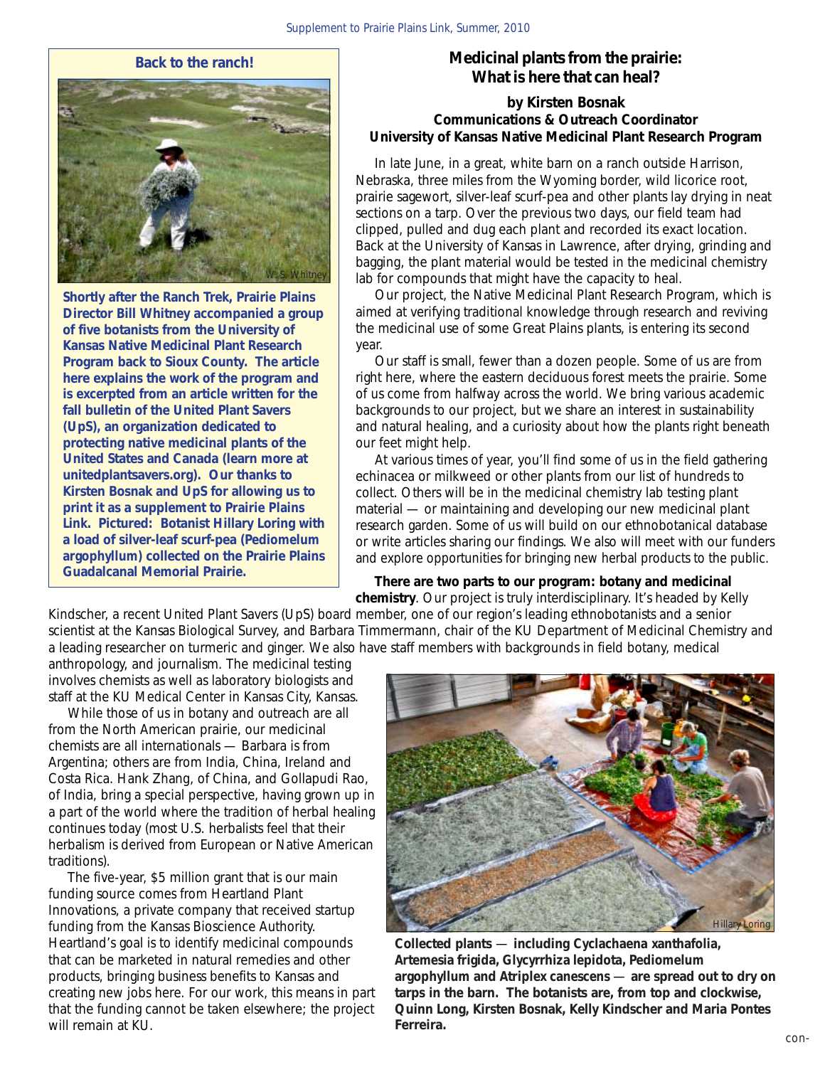## Back to the ranch!

**Shortly after the Ranch Trek, Prairie Plains Director Bill Whitney accompanied a group of five botanists from the University of Kansas Native Medicinal Plant Research Program back to Sioux County. The article here explains the work of the program and is excerpted from an article written for the fall bulletin of the United Plant Savers (UpS), an organization dedicated to protecting native medicinal plants of the United States and Canada (learn more at unitedplantsavers.org). Our thanks to Kirsten Bosnak and UpS for allowing us to print it as a supplement to Prairie Plains Link. Pictured: Botanist Hillary Loring with a load of silver-leaf scurf-pea (Pediomelum argophyllum) collected on the Prairie Plains Guadalcanal Memorial Prairie.**

# Medicinal plants from the prairie: What is here that can heal?

**by Kirsten Bosnak**
**Communications & Outreach Coordinator**
**University of Kansas Native Medicinal Plant Research Program**

In late June, in a great, white barn on a ranch outside Harrison, Nebraska, three miles from the Wyoming border, wild licorice root, prairie sagewort, silver-leaf scurf-pea and other plants lay drying in neat sections on a tarp. Over the previous two days, our field team had clipped, pulled and dug each plant and recorded its exact location. Back at the University of Kansas in Lawrence, after drying, grinding and bagging, the plant material would be tested in the medicinal chemistry lab for compounds that might have the capacity to heal.

Our project, the Native Medicinal Plant Research Program, which is aimed at verifying traditional knowledge through research and reviving the medicinal use of some Great Plains plants, is entering its second year.

Our staff is small, fewer than a dozen people. Some of us are from right here, where the eastern deciduous forest meets the prairie. Some of us come from halfway across the world. We bring various academic backgrounds to our project, but we share an interest in sustainability and natural healing, and a curiosity about how the plants right beneath our feet might help.

At various times of year, you'll find some of us in the field gathering echinacea or milkweed or other plants from our list of hundreds to collect. Others will be in the medicinal chemistry lab testing plant material — or maintaining and developing our new medicinal plant research garden. Some of us will build on our ethnobotanical database or write articles sharing our findings. We also will meet with our funders and explore opportunities for bringing new herbal products to the public.

**There are two parts to our program: botany and medicinal chemistry**. Our project is truly interdisciplinary. It's headed by Kelly Kindscher, a recent United Plant Savers (UpS) board member, one of our region's leading ethnobotanists and a senior scientist at the Kansas Biological Survey, and Barbara Timmermann, chair of the KU Department of Medicinal Chemistry and a leading researcher on turmeric and ginger. We also have staff members with backgrounds in field botany, medical anthropology, and journalism. The medicinal testing involves chemists as well as laboratory biologists and staff at the KU Medical Center in Kansas City, Kansas.

While those of us in botany and outreach are all from the North American prairie, our medicinal chemists are all internationals — Barbara is from Argentina; others are from India, China, Ireland and Costa Rica. Hank Zhang, of China, and Gollapudi Rao, of India, bring a special perspective, having grown up in a part of the world where the tradition of herbal healing continues today (most U.S. herbalists feel that their herbalism is derived from European or Native American traditions).

The five-year, $5 million grant that is our main funding source comes from Heartland Plant Innovations, a private company that received startup funding from the Kansas Bioscience Authority. Heartland's goal is to identify medicinal compounds that can be marketed in natural remedies and other products, bringing business benefits to Kansas and creating new jobs here. For our work, this means in part that the funding cannot be taken elsewhere; the project will remain at KU.

**Collected plants — including Cyclachaena xanthafolia, Artemesia frigida, Glycyrrhiza lepidota, Pediomelum argophyllum and Atriplex canescens — are spread out to dry on tarps in the barn. The botanists are, from top and clockwise, Quinn Long, Kirsten Bosnak, Kelly Kindscher and Maria Pontes Ferreira.**

con-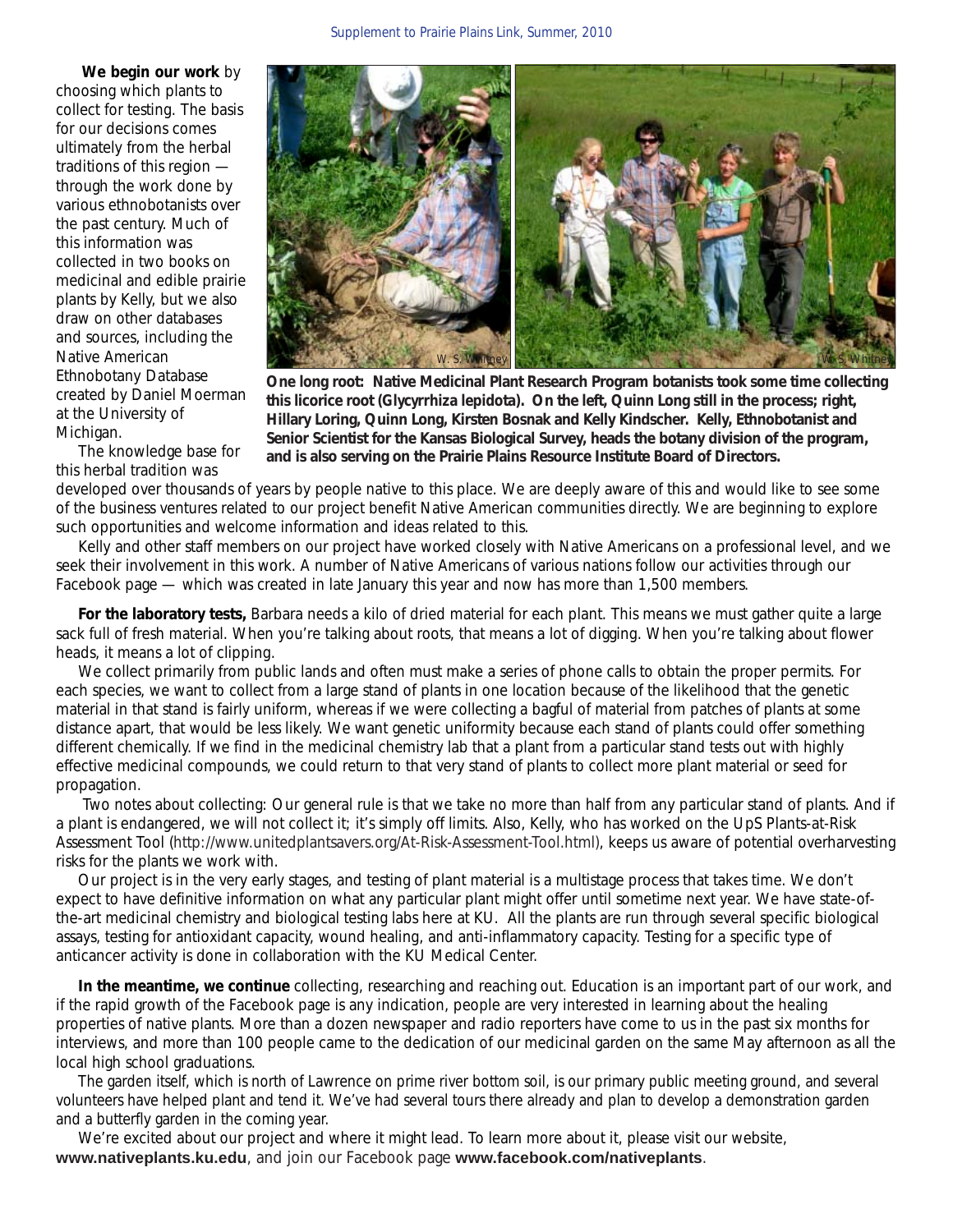**We begin our work** by choosing which plants to collect for testing. The basis for our decisions comes ultimately from the herbal traditions of this region — through the work done by various ethnobotanists over the past century. Much of this information was collected in two books on medicinal and edible prairie plants by Kelly, but we also draw on other databases and sources, including the Native American Ethnobotany Database created by Daniel Moerman at the University of Michigan.

**One long root: Native Medicinal Plant Research Program botanists took some time collecting this licorice root (Glycyrrhiza lepidota). On the left, Quinn Long still in the process; right, Hillary Loring, Quinn Long, Kirsten Bosnak and Kelly Kindscher. Kelly, Ethnobotanist and Senior Scientist for the Kansas Biological Survey, heads the botany division of the program, and is also serving on the Prairie Plains Resource Institute Board of Directors.**

W. S. Whitney

The knowledge base for this herbal tradition was developed over thousands of years by people native to this place. We are deeply aware of this and would like to see some of the business ventures related to our project benefit Native American communities directly. We are beginning to explore such opportunities and welcome information and ideas related to this.

Kelly and other staff members on our project have worked closely with Native Americans on a professional level, and we seek their involvement in this work. A number of Native Americans of various nations follow our activities through our Facebook page — which was created in late January this year and now has more than 1,500 members.

**For the laboratory tests,** Barbara needs a kilo of dried material for each plant. This means we must gather quite a large sack full of fresh material. When you're talking about roots, that means a lot of digging. When you're talking about flower heads, it means a lot of clipping.

We collect primarily from public lands and often must make a series of phone calls to obtain the proper permits. For each species, we want to collect from a large stand of plants in one location because of the likelihood that the genetic material in that stand is fairly uniform, whereas if we were collecting a bagful of material from patches of plants at some distance apart, that would be less likely. We want genetic uniformity because each stand of plants could offer something different chemically. If we find in the medicinal chemistry lab that a plant from a particular stand tests out with highly effective medicinal compounds, we could return to that very stand of plants to collect more plant material or seed for propagation.

Two notes about collecting: Our general rule is that we take no more than half from any particular stand of plants. And if a plant is endangered, we will not collect it; it's simply off limits. Also, Kelly, who has worked on the UpS Plants-at-Risk Assessment Tool (http://www.unitedplantsavers.org/At-Risk-Assessment-Tool.html), keeps us aware of potential overharvesting risks for the plants we work with.

Our project is in the very early stages, and testing of plant material is a multistage process that takes time. We don't expect to have definitive information on what any particular plant might offer until sometime next year. We have state-of-the-art medicinal chemistry and biological testing labs here at KU. All the plants are run through several specific biological assays, testing for antioxidant capacity, wound healing, and anti-inflammatory capacity. Testing for a specific type of anticancer activity is done in collaboration with the KU Medical Center.

**In the meantime, we continue** collecting, researching and reaching out. Education is an important part of our work, and if the rapid growth of the Facebook page is any indication, people are very interested in learning about the healing properties of native plants. More than a dozen newspaper and radio reporters have come to us in the past six months for interviews, and more than 100 people came to the dedication of our medicinal garden on the same May afternoon as all the local high school graduations.

The garden itself, which is north of Lawrence on prime river bottom soil, is our primary public meeting ground, and several volunteers have helped plant and tend it. We've had several tours there already and plan to develop a demonstration garden and a butterfly garden in the coming year.

We're excited about our project and where it might lead. To learn more about it, please visit our website, **www.nativeplants.ku.edu**, and join our Facebook page **www.facebook.com/nativeplants**.